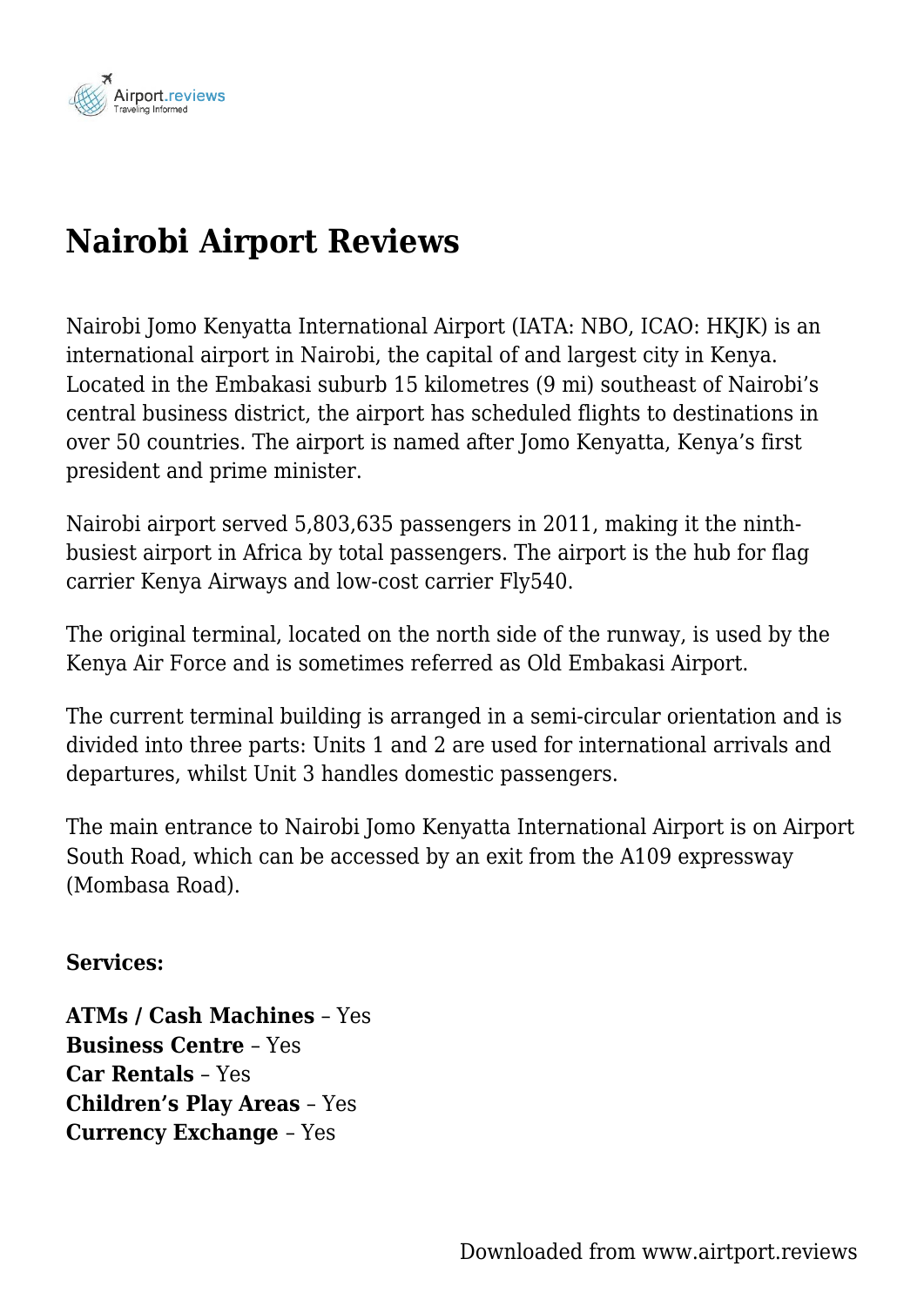# Nairobi Airport Reviews

Nairobi Jomo Kenyatta International Airport (IATA: NBO, ICAO: HKJK) is an international airport in Nairobi, the capital of and largest city in Kenya. Located in the Embakasi suburb 15 kilometres (9 mi) southeast of Nairobi's central business district, the airport has scheduled flights to destinations in over 50 countries. The airport is named after Jomo Kenyatta, Kenya's first president and prime minister.

Nairobi airport served 5,803,635 passengers in 2011, making it the ninth-busiest airport in Africa by total passengers. The airport is the hub for flag carrier Kenya Airways and low-cost carrier Fly540.

The original terminal, located on the north side of the runway, is used by the Kenya Air Force and is sometimes referred as Old Embakasi Airport.

The current terminal building is arranged in a semi-circular orientation and is divided into three parts: Units 1 and 2 are used for international arrivals and departures, whilst Unit 3 handles domestic passengers.

The main entrance to Nairobi Jomo Kenyatta International Airport is on Airport South Road, which can be accessed by an exit from the A109 expressway (Mombasa Road).

**Services:**

**ATMs / Cash Machines** – Yes
**Business Centre** – Yes
**Car Rentals** – Yes
**Children's Play Areas** – Yes
**Currency Exchange** – Yes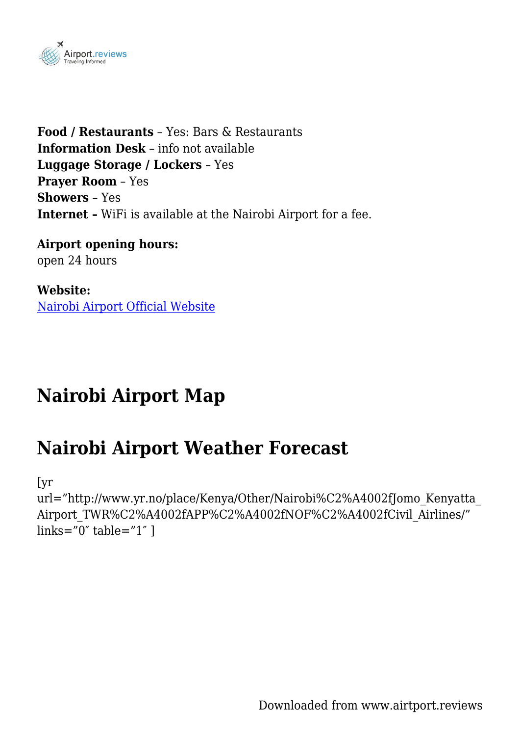**Food / Restaurants** – Yes: Bars & Restaurants
**Information Desk** – info not available
**Luggage Storage / Lockers** – Yes
**Prayer Room** – Yes
**Showers** – Yes
**Internet –** WiFi is available at the Nairobi Airport for a fee.

**Airport opening hours:**
open 24 hours

**Website:**
[Nairobi Airport Official Website]()

# Nairobi Airport Map

# Nairobi Airport Weather Forecast

[yr url="http://www.yr.no/place/Kenya/Other/Nairobi%C2%A4002fJomo_Kenyatta_Airport_TWR%C2%A4002fAPP%C2%A4002fNOF%C2%A4002fCivil_Airlines/" links="0″ table="1″ ]